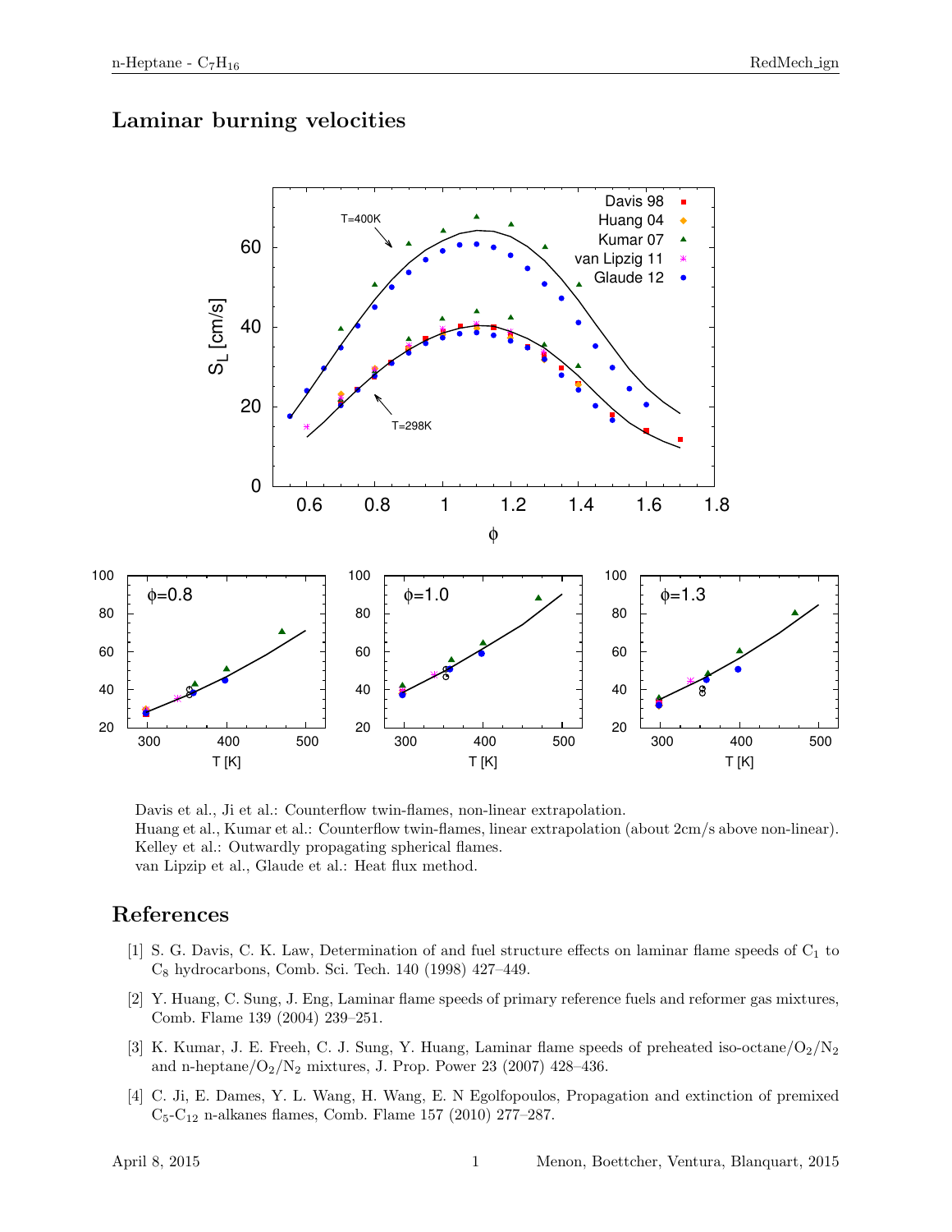## Laminar burning velocities

Davis et al., Ji et al.: Counterflow twin-flames, non-linear extrapolation.
Huang et al., Kumar et al.: Counterflow twin-flames, linear extrapolation (about 2cm/s above non-linear).
Kelley et al.: Outwardly propagating spherical flames.
van Lipzip et al., Glaude et al.: Heat flux method.

## References

[1] S. G. Davis, C. K. Law, Determination of and fuel structure effects on laminar flame speeds of $C_1$ to $C_8$ hydrocarbons, Comb. Sci. Tech. 140 (1998) 427–449.

[2] Y. Huang, C. Sung, J. Eng, Laminar flame speeds of primary reference fuels and reformer gas mixtures, Comb. Flame 139 (2004) 239–251.

[3] K. Kumar, J. E. Freeh, C. J. Sung, Y. Huang, Laminar flame speeds of preheated iso-octane/$O_2$/$N_2$ and n-heptane/$O_2$/$N_2$ mixtures, J. Prop. Power 23 (2007) 428–436.

[4] C. Ji, E. Dames, Y. L. Wang, H. Wang, E. N Egolfopoulos, Propagation and extinction of premixed $C_5$-$C_{12}$ n-alkanes flames, Comb. Flame 157 (2010) 277–287.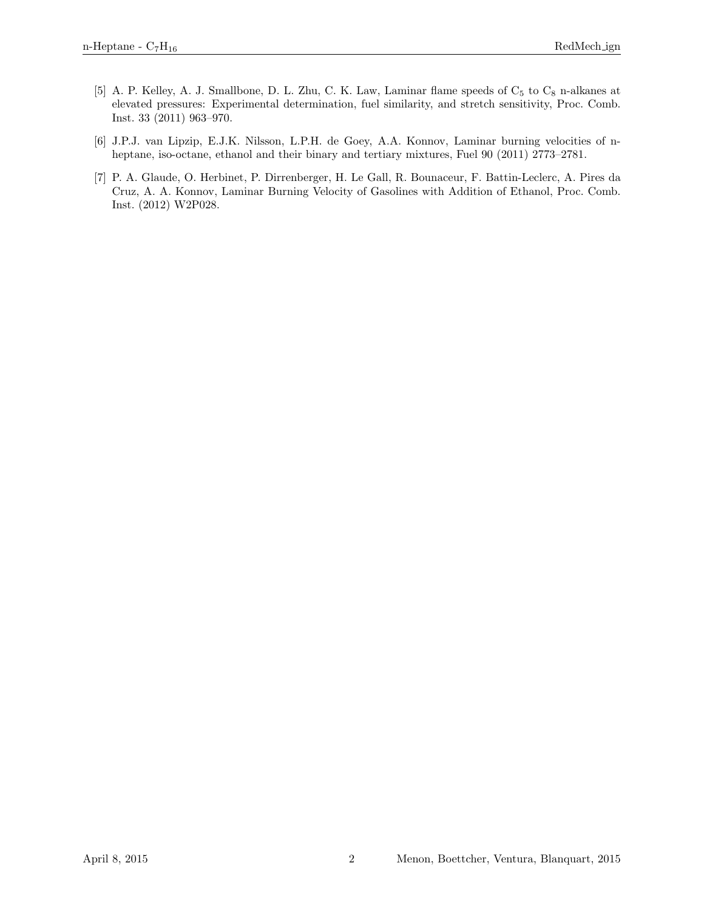[5] A. P. Kelley, A. J. Smallbone, D. L. Zhu, C. K. Law, Laminar flame speeds of $C_5$ to $C_8$ n-alkanes at elevated pressures: Experimental determination, fuel similarity, and stretch sensitivity, Proc. Comb. Inst. 33 (2011) 963–970.

[6] J.P.J. van Lipzip, E.J.K. Nilsson, L.P.H. de Goey, A.A. Konnov, Laminar burning velocities of n-heptane, iso-octane, ethanol and their binary and tertiary mixtures, Fuel 90 (2011) 2773–2781.

[7] P. A. Glaude, O. Herbinet, P. Dirrenberger, H. Le Gall, R. Bounaceur, F. Battin-Leclerc, A. Pires da Cruz, A. A. Konnov, Laminar Burning Velocity of Gasolines with Addition of Ethanol, Proc. Comb. Inst. (2012) W2P028.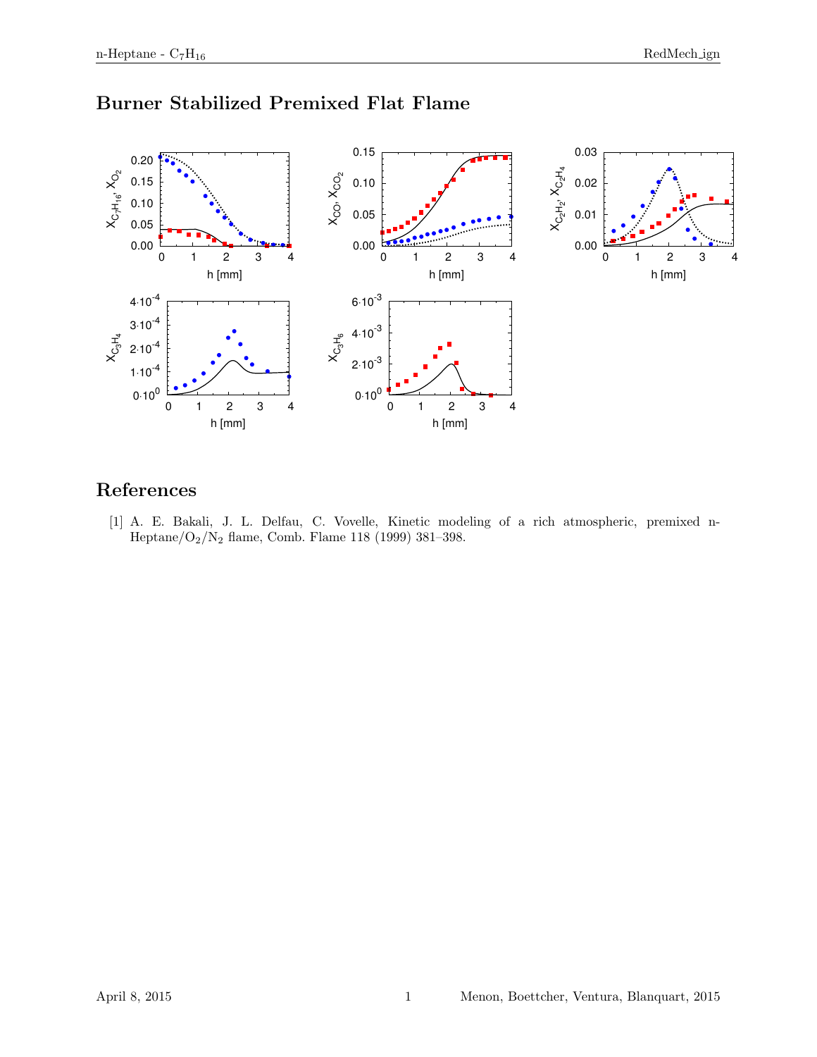# Burner Stabilized Premixed Flat Flame

# References

[1] A. E. Bakali, J. L. Delfau, C. Vovelle, Kinetic modeling of a rich atmospheric, premixed n-Heptane/$O_2$/$N_2$ flame, Comb. Flame 118 (1999) 381–398.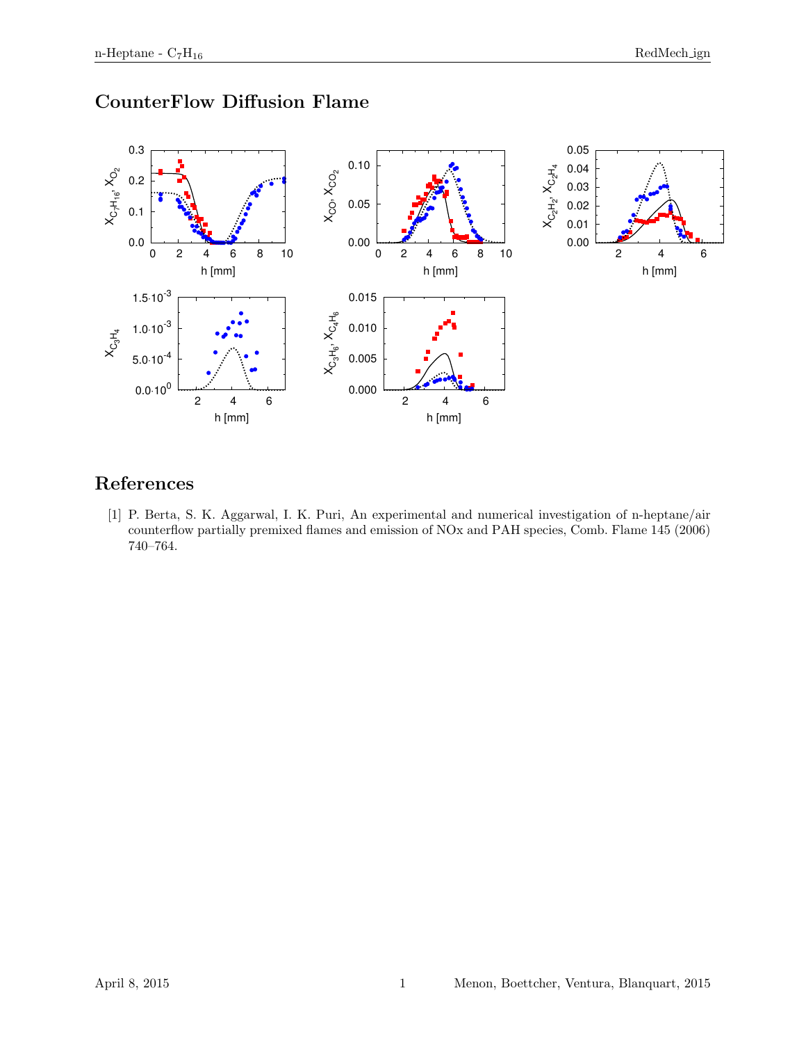## CounterFlow Diffusion Flame

0.3
0.2
0.1
0.0
$X_{C_7H_{16}}$, $X_{O_2}$
0 2 4 6 8 10
h [mm]

0.10
0.05
0.00
$X_{CO}$, $X_{CO_2}$
0 2 4 6 8 10
h [mm]

0.05
0.04
0.03
0.02
0.01
0.00
$X_{C_2H_2}$, $X_{C_2H_4}$
2 4 6
h [mm]

$1.5 \cdot 10^{-3}$
$1.0 \cdot 10^{-3}$
$5.0 \cdot 10^{-4}$
$0.0 \cdot 10^{0}$
$X_{C_3H_4}$
2 4 6
h [mm]

0.015
0.010
0.005
0.000
$X_{C_3H_6}$, $X_{C_4H_6}$
2 4 6
h [mm]

## References

[1] P. Berta, S. K. Aggarwal, I. K. Puri, An experimental and numerical investigation of n-heptane/air counterflow partially premixed flames and emission of NOx and PAH species, Comb. Flame 145 (2006) 740–764.